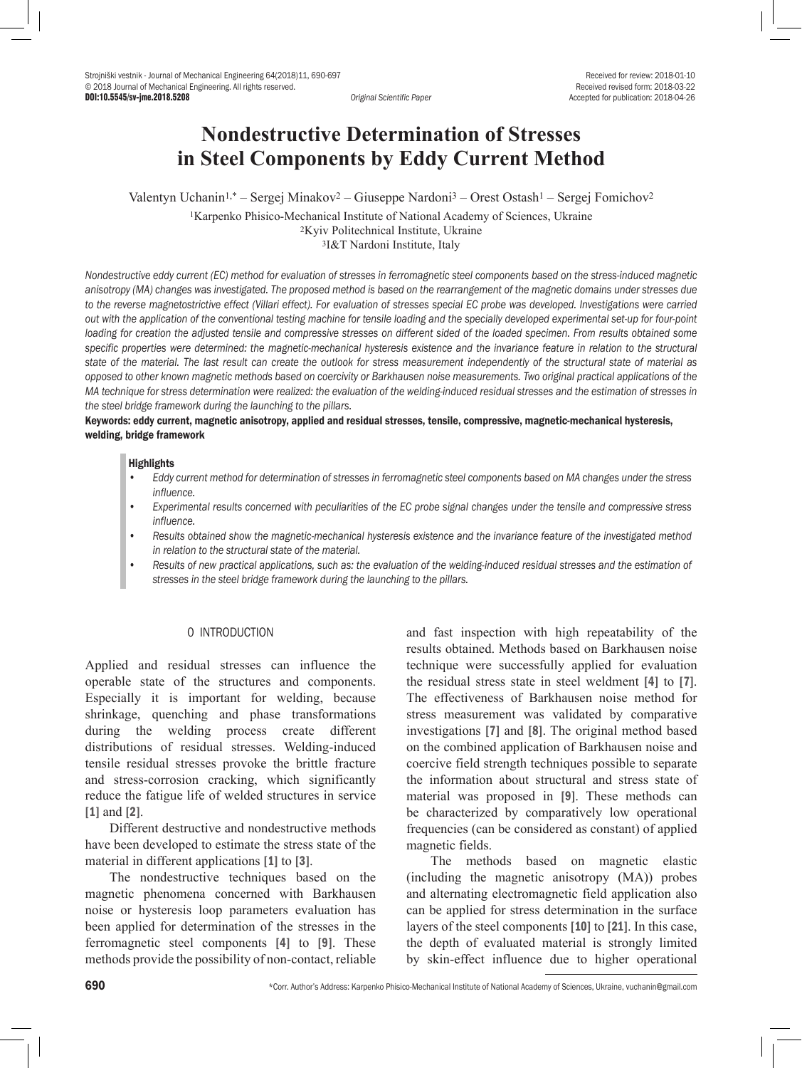Received for review: 2018-01-10
Received revised form: 2018-03-22
Accepted for publication: 2018-04-26

DOI:10.5545/sv-jme.2018.5208

*Original Scientific Paper*

# Nondestructive Determination of Stresses in Steel Components by Eddy Current Method

Valentyn Uchanin[1,*] – Sergej Minakov[2] – Giuseppe Nardoni[3] – Orest Ostash[1] – Sergej Fomichov[2]

[1]Karpenko Phisico-Mechanical Institute of National Academy of Sciences, Ukraine
[2]Kyiv Politechnical Institute, Ukraine
[3]I&T Nardoni Institute, Italy

*Nondestructive eddy current (EC) method for evaluation of stresses in ferromagnetic steel components based on the stress-induced magnetic anisotropy (MA) changes was investigated. The proposed method is based on the rearrangement of the magnetic domains under stresses due to the reverse magnetostrictive effect (Villari effect). For evaluation of stresses special EC probe was developed. Investigations were carried out with the application of the conventional testing machine for tensile loading and the specially developed experimental set-up for four-point loading for creation the adjusted tensile and compressive stresses on different sided of the loaded specimen. From results obtained some specific properties were determined: the magnetic-mechanical hysteresis existence and the invariance feature in relation to the structural state of the material. The last result can create the outlook for stress measurement independently of the structural state of material as opposed to other known magnetic methods based on coercivity or Barkhausen noise measurements. Two original practical applications of the MA technique for stress determination were realized: the evaluation of the welding-induced residual stresses and the estimation of stresses in the steel bridge framework during the launching to the pillars.*

**Keywords: eddy current, magnetic anisotropy, applied and residual stresses, tensile, compressive, magnetic-mechanical hysteresis, welding, bridge framework**

**Highlights**

- *Eddy current method for determination of stresses in ferromagnetic steel components based on MA changes under the stress influence.*
- *Experimental results concerned with peculiarities of the EC probe signal changes under the tensile and compressive stress influence.*
- *Results obtained show the magnetic-mechanical hysteresis existence and the invariance feature of the investigated method in relation to the structural state of the material.*
- *Results of new practical applications, such as: the evaluation of the welding-induced residual stresses and the estimation of stresses in the steel bridge framework during the launching to the pillars.*

## 0 INTRODUCTION

Applied and residual stresses can influence the operable state of the structures and components. Especially it is important for welding, because shrinkage, quenching and phase transformations during the welding process create different distributions of residual stresses. Welding-induced tensile residual stresses provoke the brittle fracture and stress-corrosion cracking, which significantly reduce the fatigue life of welded structures in service [1] and [2].

Different destructive and nondestructive methods have been developed to estimate the stress state of the material in different applications [1] to [3].

The nondestructive techniques based on the magnetic phenomena concerned with Barkhausen noise or hysteresis loop parameters evaluation has been applied for determination of the stresses in the ferromagnetic steel components [4] to [9]. These methods provide the possibility of non-contact, reliable and fast inspection with high repeatability of the results obtained. Methods based on Barkhausen noise technique were successfully applied for evaluation the residual stress state in steel weldment [4] to [7]. The effectiveness of Barkhausen noise method for stress measurement was validated by comparative investigations [7] and [8]. The original method based on the combined application of Barkhausen noise and coercive field strength techniques possible to separate the information about structural and stress state of material was proposed in [9]. These methods can be characterized by comparatively low operational frequencies (can be considered as constant) of applied magnetic fields.

The methods based on magnetic elastic (including the magnetic anisotropy (MA)) probes and alternating electromagnetic field application also can be applied for stress determination in the surface layers of the steel components [10] to [21]. In this case, the depth of evaluated material is strongly limited by skin-effect influence due to higher operational

*Corr. Author's Address: Karpenko Phisico-Mechanical Institute of National Academy of Sciences, Ukraine, vuchanin@gmail.com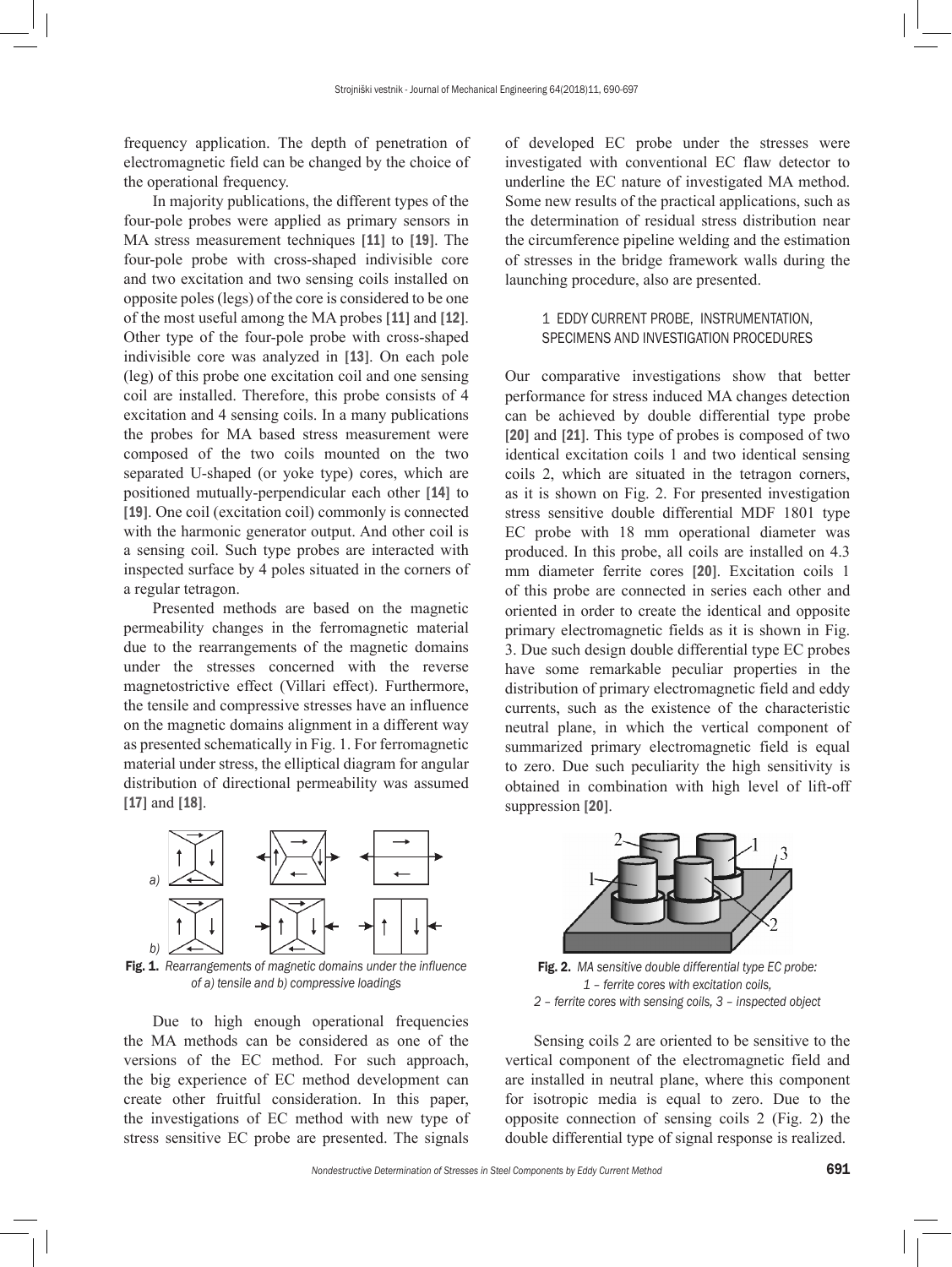frequency application. The depth of penetration of electromagnetic field can be changed by the choice of the operational frequency.

In majority publications, the different types of the four-pole probes were applied as primary sensors in MA stress measurement techniques [11] to [19]. The four-pole probe with cross-shaped indivisible core and two excitation and two sensing coils installed on opposite poles (legs) of the core is considered to be one of the most useful among the MA probes [11] and [12]. Other type of the four-pole probe with cross-shaped indivisible core was analyzed in [13]. On each pole (leg) of this probe one excitation coil and one sensing coil are installed. Therefore, this probe consists of 4 excitation and 4 sensing coils. In a many publications the probes for MA based stress measurement were composed of the two coils mounted on the two separated U-shaped (or yoke type) cores, which are positioned mutually-perpendicular each other [14] to [19]. One coil (excitation coil) commonly is connected with the harmonic generator output. And other coil is a sensing coil. Such type probes are interacted with inspected surface by 4 poles situated in the corners of a regular tetragon.

Presented methods are based on the magnetic permeability changes in the ferromagnetic material due to the rearrangements of the magnetic domains under the stresses concerned with the reverse magnetostrictive effect (Villari effect). Furthermore, the tensile and compressive stresses have an influence on the magnetic domains alignment in a different way as presented schematically in Fig. 1. For ferromagnetic material under stress, the elliptical diagram for angular distribution of directional permeability was assumed [17] and [18].

**Fig. 1.** *Rearrangements of magnetic domains under the influence of a) tensile and b) compressive loadings*

Due to high enough operational frequencies the MA methods can be considered as one of the versions of the EC method. For such approach, the big experience of EC method development can create other fruitful consideration. In this paper, the investigations of EC method with new type of stress sensitive EC probe are presented. The signals of developed EC probe under the stresses were investigated with conventional EC flaw detector to underline the EC nature of investigated MA method. Some new results of the practical applications, such as the determination of residual stress distribution near the circumference pipeline welding and the estimation of stresses in the bridge framework walls during the launching procedure, also are presented.

## 1 EDDY CURRENT PROBE, INSTRUMENTATION, SPECIMENS AND INVESTIGATION PROCEDURES

Our comparative investigations show that better performance for stress induced MA changes detection can be achieved by double differential type probe [20] and [21]. This type of probes is composed of two identical excitation coils 1 and two identical sensing coils 2, which are situated in the tetragon corners, as it is shown on Fig. 2. For presented investigation stress sensitive double differential MDF 1801 type EC probe with 18 mm operational diameter was produced. In this probe, all coils are installed on 4.3 mm diameter ferrite cores [20]. Excitation coils 1 of this probe are connected in series each other and oriented in order to create the identical and opposite primary electromagnetic fields as it is shown in Fig. 3. Due such design double differential type EC probes have some remarkable peculiar properties in the distribution of primary electromagnetic field and eddy currents, such as the existence of the characteristic neutral plane, in which the vertical component of summarized primary electromagnetic field is equal to zero. Due such peculiarity the high sensitivity is obtained in combination with high level of lift-off suppression [20].

**Fig. 2.** *MA sensitive double differential type EC probe: 1 – ferrite cores with excitation coils, 2 – ferrite cores with sensing coils, 3 – inspected object*

Sensing coils 2 are oriented to be sensitive to the vertical component of the electromagnetic field and are installed in neutral plane, where this component for isotropic media is equal to zero. Due to the opposite connection of sensing coils 2 (Fig. 2) the double differential type of signal response is realized.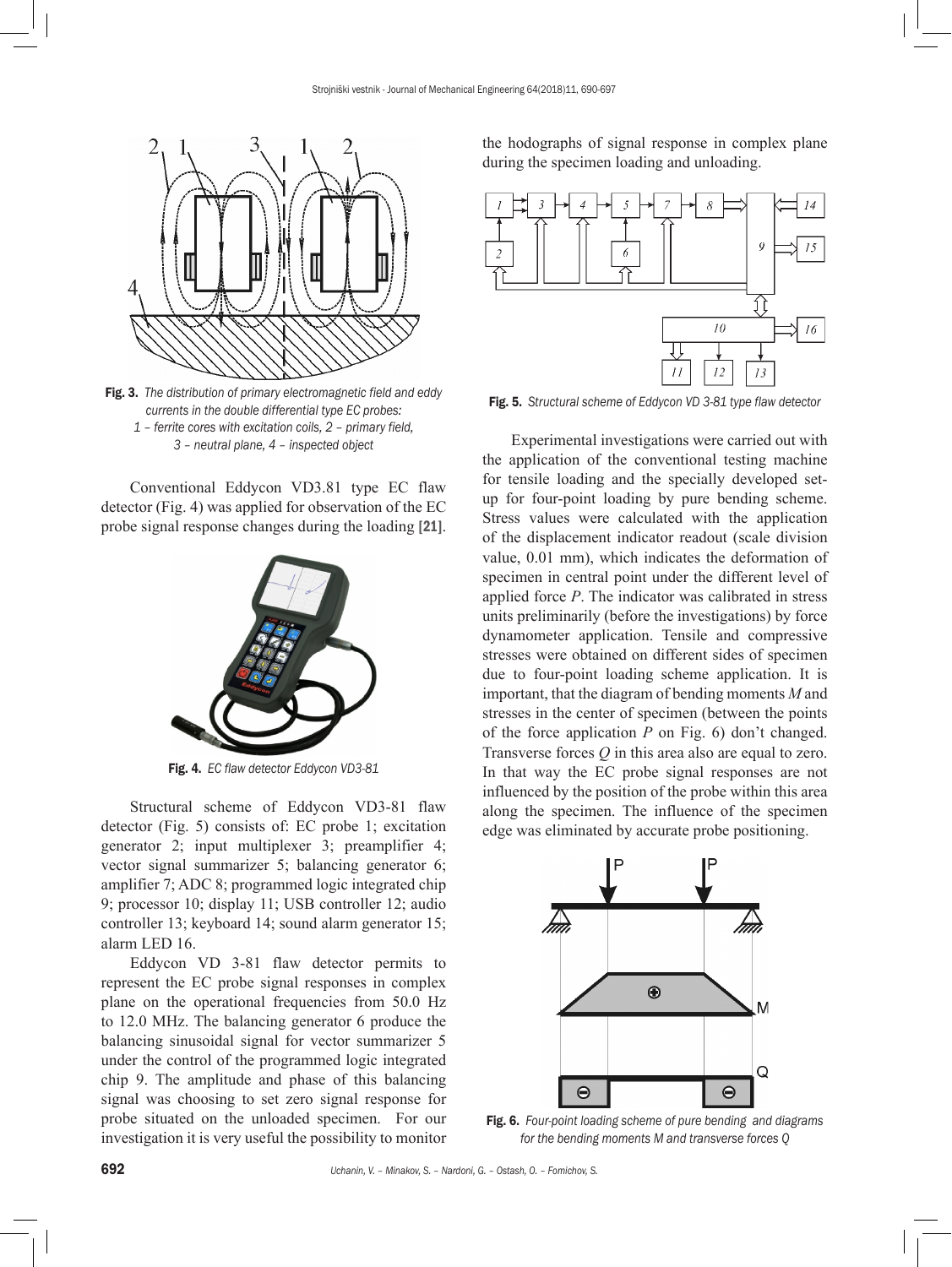Fig. 3. *The distribution of primary electromagnetic field and eddy currents in the double differential type EC probes: 1 – ferrite cores with excitation coils, 2 – primary field, 3 – neutral plane, 4 – inspected object*

Conventional Eddycon VD3.81 type EC flaw detector (Fig. 4) was applied for observation of the EC probe signal response changes during the loading [21].

Fig. 4. *EC flaw detector Eddycon VD3-81*

Structural scheme of Eddycon VD3-81 flaw detector (Fig. 5) consists of: EC probe 1; excitation generator 2; input multiplexer 3; preamplifier 4; vector signal summarizer 5; balancing generator 6; amplifier 7; ADC 8; programmed logic integrated chip 9; processor 10; display 11; USB controller 12; audio controller 13; keyboard 14; sound alarm generator 15; alarm LED 16.

Eddycon VD 3-81 flaw detector permits to represent the EC probe signal responses in complex plane on the operational frequencies from 50.0 Hz to 12.0 MHz. The balancing generator 6 produce the balancing sinusoidal signal for vector summarizer 5 under the control of the programmed logic integrated chip 9. The amplitude and phase of this balancing signal was choosing to set zero signal response for probe situated on the unloaded specimen. For our investigation it is very useful the possibility to monitor the hodographs of signal response in complex plane during the specimen loading and unloading.

Fig. 5. *Structural scheme of Eddycon VD 3-81 type flaw detector*

Experimental investigations were carried out with the application of the conventional testing machine for tensile loading and the specially developed set-up for four-point loading by pure bending scheme. Stress values were calculated with the application of the displacement indicator readout (scale division value, 0.01 mm), which indicates the deformation of specimen in central point under the different level of applied force *P*. The indicator was calibrated in stress units preliminarily (before the investigations) by force dynamometer application. Tensile and compressive stresses were obtained on different sides of specimen due to four-point loading scheme application. It is important, that the diagram of bending moments *M* and stresses in the center of specimen (between the points of the force application *P* on Fig. 6) don't changed. Transverse forces *Q* in this area also are equal to zero. In that way the EC probe signal responses are not influenced by the position of the probe within this area along the specimen. The influence of the specimen edge was eliminated by accurate probe positioning.

Fig. 6. *Four-point loading scheme of pure bending and diagrams for the bending moments M and transverse forces Q*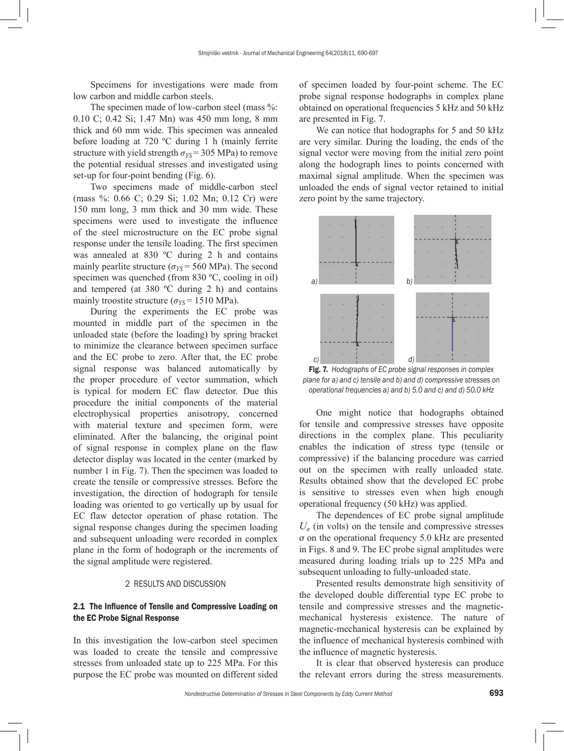Specimens for investigations were made from low carbon and middle carbon steels.

The specimen made of low-carbon steel (mass %: 0.10 C; 0.42 Si; 1.47 Mn) was 450 mm long, 8 mm thick and 60 mm wide. This specimen was annealed before loading at 720 ºC during 1 h (mainly ferrite structure with yield strength $\sigma_{YS}$ = 305 MPa) to remove the potential residual stresses and investigated using set-up for four-point bending (Fig. 6).

Two specimens made of middle-carbon steel (mass %: 0.66 C; 0.29 Si; 1.02 Mn; 0.12 Cr) were 150 mm long, 3 mm thick and 30 mm wide. These specimens were used to investigate the influence of the steel microstructure on the EC probe signal response under the tensile loading. The first specimen was annealed at 830 ºC during 2 h and contains mainly pearlite structure ($\sigma_{YS}$ = 560 MPa). The second specimen was quenched (from 830 ºC, cooling in oil) and tempered (at 380 ºC during 2 h) and contains mainly troostite structure ($\sigma_{YS}$ = 1510 MPa).

During the experiments the EC probe was mounted in middle part of the specimen in the unloaded state (before the loading) by spring bracket to minimize the clearance between specimen surface and the EC probe to zero. After that, the EC probe signal response was balanced automatically by the proper procedure of vector summation, which is typical for modern EC flaw detector. Due this procedure the initial components of the material electrophysical properties anisotropy, concerned with material texture and specimen form, were eliminated. After the balancing, the original point of signal response in complex plane on the flaw detector display was located in the center (marked by number 1 in Fig. 7). Then the specimen was loaded to create the tensile or compressive stresses. Before the investigation, the direction of hodograph for tensile loading was oriented to go vertically up by usual for EC flaw detector operation of phase rotation. The signal response changes during the specimen loading and subsequent unloading were recorded in complex plane in the form of hodograph or the increments of the signal amplitude were registered.

## 2 RESULTS AND DISCUSSION

### 2.1 The Influence of Tensile and Compressive Loading on the EC Probe Signal Response

In this investigation the low-carbon steel specimen was loaded to create the tensile and compressive stresses from unloaded state up to 225 MPa. For this purpose the EC probe was mounted on different sided of specimen loaded by four-point scheme. The EC probe signal response hodographs in complex plane obtained on operational frequencies 5 kHz and 50 kHz are presented in Fig. 7.

We can notice that hodographs for 5 and 50 kHz are very similar. During the loading, the ends of the signal vector were moving from the initial zero point along the hodograph lines to points concerned with maximal signal amplitude. When the specimen was unloaded the ends of signal vector retained to initial zero point by the same trajectory.

**Fig. 7.** *Hodographs of EC probe signal responses in complex plane for a) and c) tensile and b) and d) compressive stresses on operational frequencies a) and b) 5.0 and c) and d) 50.0 kHz*

One might notice that hodographs obtained for tensile and compressive stresses have opposite directions in the complex plane. This peculiarity enables the indication of stress type (tensile or compressive) if the balancing procedure was carried out on the specimen with really unloaded state. Results obtained show that the developed EC probe is sensitive to stresses even when high enough operational frequency (50 kHz) was applied.

The dependences of EC probe signal amplitude $U_\sigma$ (in volts) on the tensile and compressive stresses σ on the operational frequency 5.0 kHz are presented in Figs. 8 and 9. The EC probe signal amplitudes were measured during loading trials up to 225 MPa and subsequent unloading to fully-unloaded state.

Presented results demonstrate high sensitivity of the developed double differential type EC probe to tensile and compressive stresses and the magnetic-mechanical hysteresis existence. The nature of magnetic-mechanical hysteresis can be explained by the influence of mechanical hysteresis combined with the influence of magnetic hysteresis.

It is clear that observed hysteresis can produce the relevant errors during the stress measurements.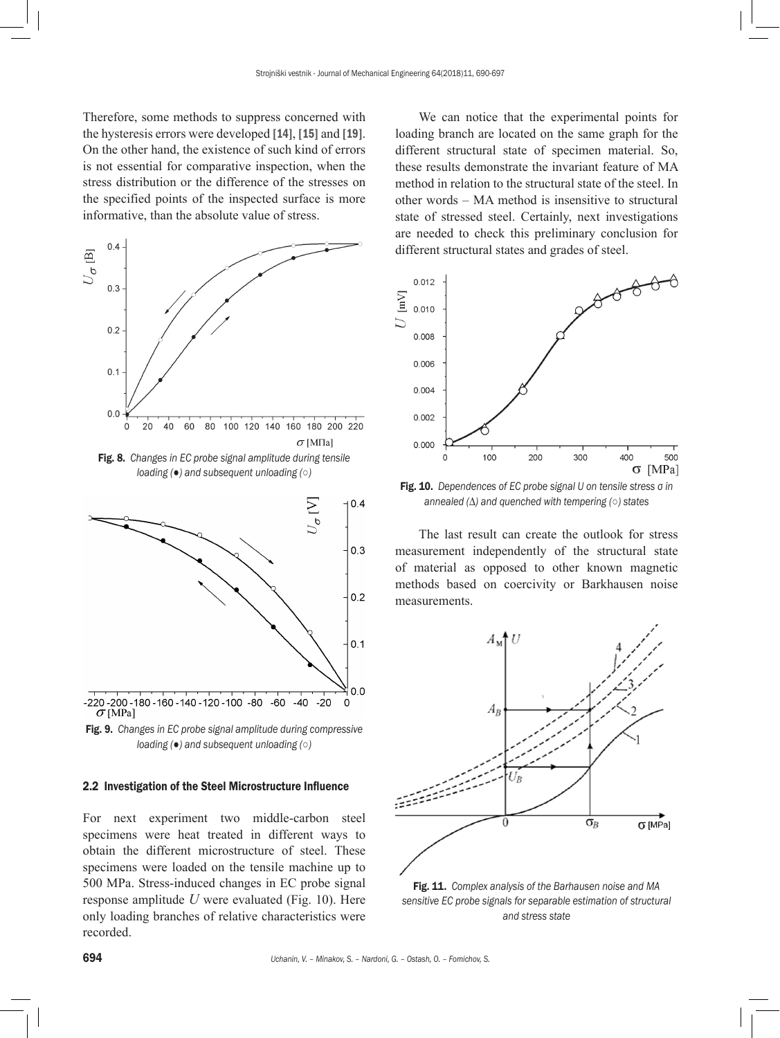Therefore, some methods to suppress concerned with the hysteresis errors were developed [14], [15] and [19]. On the other hand, the existence of such kind of errors is not essential for comparative inspection, when the stress distribution or the difference of the stresses on the specified points of the inspected surface is more informative, than the absolute value of stress.

**Fig. 8.** *Changes in EC probe signal amplitude during tensile loading (●) and subsequent unloading (○)*

**Fig. 9.** *Changes in EC probe signal amplitude during compressive loading (●) and subsequent unloading (○)*

### 2.2 Investigation of the Steel Microstructure Influence

For next experiment two middle-carbon steel specimens were heat treated in different ways to obtain the different microstructure of steel. These specimens were loaded on the tensile machine up to 500 MPa. Stress-induced changes in EC probe signal response amplitude $U$ were evaluated (Fig. 10). Here only loading branches of relative characteristics were recorded.

We can notice that the experimental points for loading branch are located on the same graph for the different structural state of specimen material. So, these results demonstrate the invariant feature of MA method in relation to the structural state of the steel. In other words – MA method is insensitive to structural state of stressed steel. Certainly, next investigations are needed to check this preliminary conclusion for different structural states and grades of steel.

**Fig. 10.** *Dependences of EC probe signal U on tensile stress σ in annealed (Δ) and quenched with tempering (○) states*

The last result can create the outlook for stress measurement independently of the structural state of material as opposed to other known magnetic methods based on coercivity or Barkhausen noise measurements.

**Fig. 11.** *Complex analysis of the Barhausen noise and MA sensitive EC probe signals for separable estimation of structural and stress state*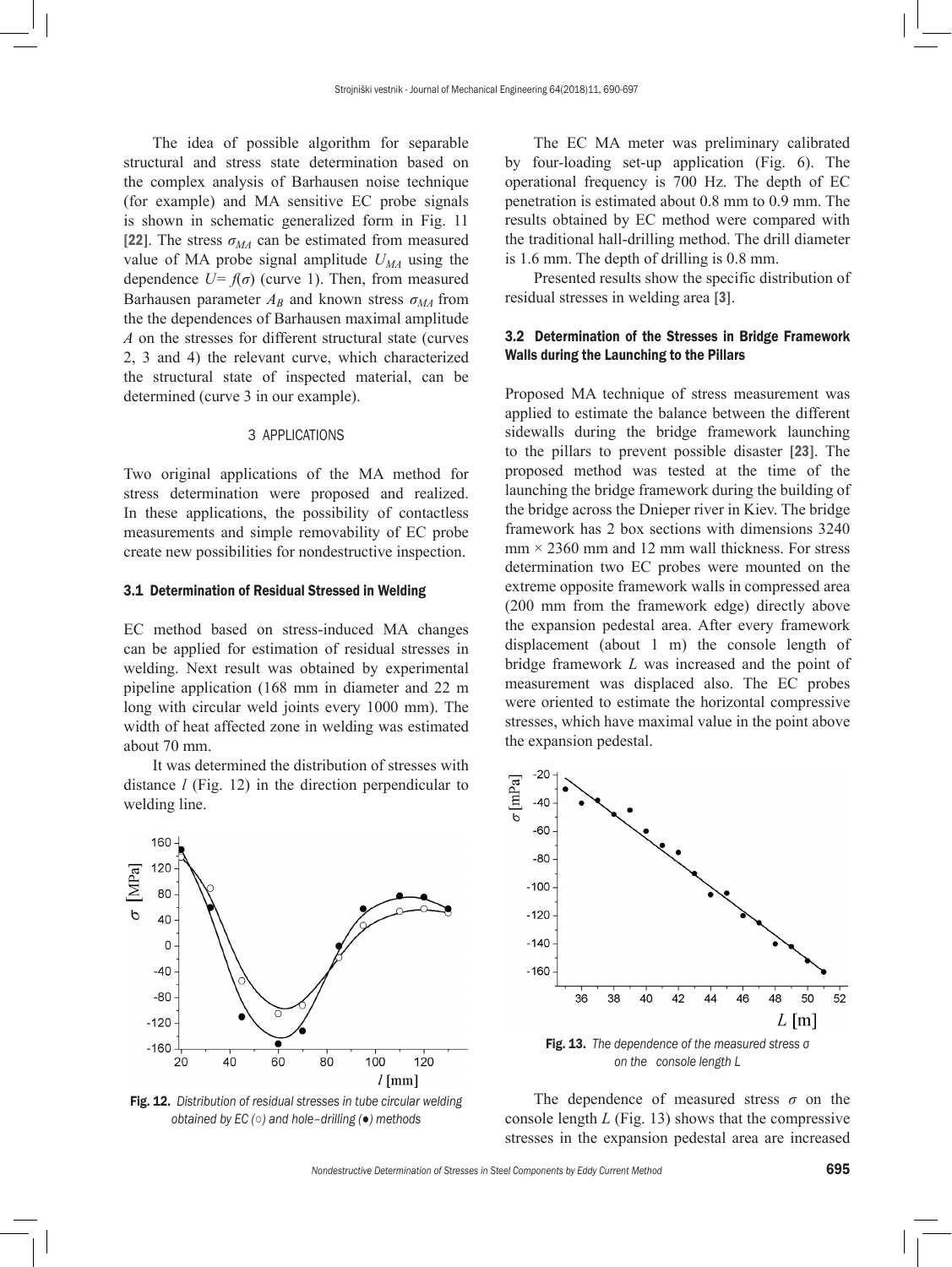The idea of possible algorithm for separable structural and stress state determination based on the complex analysis of Barhausen noise technique (for example) and MA sensitive EC probe signals is shown in schematic generalized form in Fig. 11 [22]. The stress $\sigma_{MA}$ can be estimated from measured value of MA probe signal amplitude $U_{MA}$ using the dependence $U= f(\sigma)$ (curve 1). Then, from measured Barhausen parameter $A_B$ and known stress $\sigma_{MA}$ from the the dependences of Barhausen maximal amplitude $A$ on the stresses for different structural state (curves 2, 3 and 4) the relevant curve, which characterized the structural state of inspected material, can be determined (curve 3 in our example).

## 3 APPLICATIONS

Two original applications of the MA method for stress determination were proposed and realized. In these applications, the possibility of contactless measurements and simple removability of EC probe create new possibilities for nondestructive inspection.

### 3.1 Determination of Residual Stressed in Welding

EC method based on stress-induced MA changes can be applied for estimation of residual stresses in welding. Next result was obtained by experimental pipeline application (168 mm in diameter and 22 m long with circular weld joints every 1000 mm). The width of heat affected zone in welding was estimated about 70 mm.

It was determined the distribution of stresses with distance $l$ (Fig. 12) in the direction perpendicular to welding line.

**Fig. 12.** *Distribution of residual stresses in tube circular welding obtained by EC (○) and hole–drilling (●) methods*

The EC MA meter was preliminary calibrated by four-loading set-up application (Fig. 6). The operational frequency is 700 Hz. The depth of EC penetration is estimated about 0.8 mm to 0.9 mm. The results obtained by EC method were compared with the traditional hall-drilling method. The drill diameter is 1.6 mm. The depth of drilling is 0.8 mm.

Presented results show the specific distribution of residual stresses in welding area [3].

### 3.2 Determination of the Stresses in Bridge Framework Walls during the Launching to the Pillars

Proposed MA technique of stress measurement was applied to estimate the balance between the different sidewalls during the bridge framework launching to the pillars to prevent possible disaster [23]. The proposed method was tested at the time of the launching the bridge framework during the building of the bridge across the Dnieper river in Kiev. The bridge framework has 2 box sections with dimensions 3240 mm × 2360 mm and 12 mm wall thickness. For stress determination two EC probes were mounted on the extreme opposite framework walls in compressed area (200 mm from the framework edge) directly above the expansion pedestal area. After every framework displacement (about 1 m) the console length of bridge framework $L$ was increased and the point of measurement was displaced also. The EC probes were oriented to estimate the horizontal compressive stresses, which have maximal value in the point above the expansion pedestal.

**Fig. 13.** *The dependence of the measured stress σ on the console length L*

The dependence of measured stress $\sigma$ on the console length $L$ (Fig. 13) shows that the compressive stresses in the expansion pedestal area are increased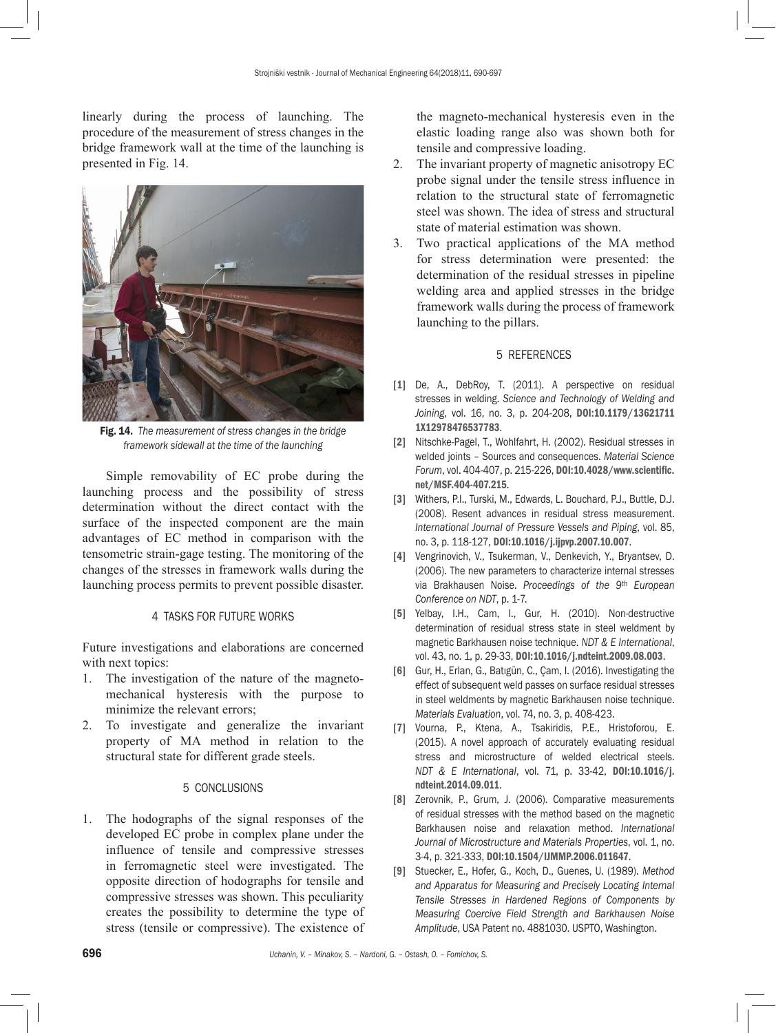linearly during the process of launching. The procedure of the measurement of stress changes in the bridge framework wall at the time of the launching is presented in Fig. 14.

**Fig. 14.** *The measurement of stress changes in the bridge framework sidewall at the time of the launching*

Simple removability of EC probe during the launching process and the possibility of stress determination without the direct contact with the surface of the inspected component are the main advantages of EC method in comparison with the tensometric strain-gage testing. The monitoring of the changes of the stresses in framework walls during the launching process permits to prevent possible disaster.

## 4 TASKS FOR FUTURE WORKS

Future investigations and elaborations are concerned with next topics:

1. The investigation of the nature of the magneto-mechanical hysteresis with the purpose to minimize the relevant errors;
2. To investigate and generalize the invariant property of MA method in relation to the structural state for different grade steels.

## 5 CONCLUSIONS

1. The hodographs of the signal responses of the developed EC probe in complex plane under the influence of tensile and compressive stresses in ferromagnetic steel were investigated. The opposite direction of hodographs for tensile and compressive stresses was shown. This peculiarity creates the possibility to determine the type of stress (tensile or compressive). The existence of the magneto-mechanical hysteresis even in the elastic loading range also was shown both for tensile and compressive loading.
2. The invariant property of magnetic anisotropy EC probe signal under the tensile stress influence in relation to the structural state of ferromagnetic steel was shown. The idea of stress and structural state of material estimation was shown.
3. Two practical applications of the MA method for stress determination were presented: the determination of the residual stresses in pipeline welding area and applied stresses in the bridge framework walls during the process of framework launching to the pillars.

## 5 REFERENCES

[1] De, A., DebRoy, T. (2011). A perspective on residual stresses in welding. *Science and Technology of Welding and Joining*, vol. 16, no. 3, p. 204-208, **DOI:10.1179/136217111X12978476537783**.

[2] Nitschke-Pagel, T., Wohlfahrt, H. (2002). Residual stresses in welded joints – Sources and consequences. *Material Science Forum*, vol. 404-407, p. 215-226, **DOI:10.4028/www.scientific.net/MSF.404-407.215**.

[3] Withers, P.I., Turski, M., Edwards, L. Bouchard, P.J., Buttle, D.J. (2008). Resent advances in residual stress measurement. *International Journal of Pressure Vessels and Piping*, vol. 85, no. 3, p. 118-127, **DOI:10.1016/j.ijpvp.2007.10.007**.

[4] Vengrinovich, V., Tsukerman, V., Denkevich, Y., Bryantsev, D. (2006). The new parameters to characterize internal stresses via Brakhausen Noise. *Proceedings of the 9th European Conference on NDT*, p. 1-7.

[5] Yelbay, I.H., Cam, I., Gur, H. (2010). Non-destructive determination of residual stress state in steel weldment by magnetic Barkhausen noise technique. *NDT & E International*, vol. 43, no. 1, p. 29-33, **DOI:10.1016/j.ndteint.2009.08.003**.

[6] Gur, H., Erlan, G., Batıgün, C., Çam, I. (2016). Investigating the effect of subsequent weld passes on surface residual stresses in steel weldments by magnetic Barkhausen noise technique. *Materials Evaluation*, vol. 74, no. 3, p. 408-423.

[7] Vourna, P., Ktena, A., Tsakiridis, P.E., Hristoforou, E. (2015). A novel approach of accurately evaluating residual stress and microstructure of welded electrical steels. *NDT & E International*, vol. 71, p. 33-42, **DOI:10.1016/j.ndteint.2014.09.011**.

[8] Zerovnik, P., Grum, J. (2006). Comparative measurements of residual stresses with the method based on the magnetic Barkhausen noise and relaxation method. *International Journal of Microstructure and Materials Properties*, vol. 1, no. 3-4, p. 321-333, **DOI:10.1504/IJMMP.2006.011647**.

[9] Stuecker, E., Hofer, G., Koch, D., Guenes, U. (1989). *Method and Apparatus for Measuring and Precisely Locating Internal Tensile Stresses in Hardened Regions of Components by Measuring Coercive Field Strength and Barkhausen Noise Amplitude*, USA Patent no. 4881030. USPTO, Washington.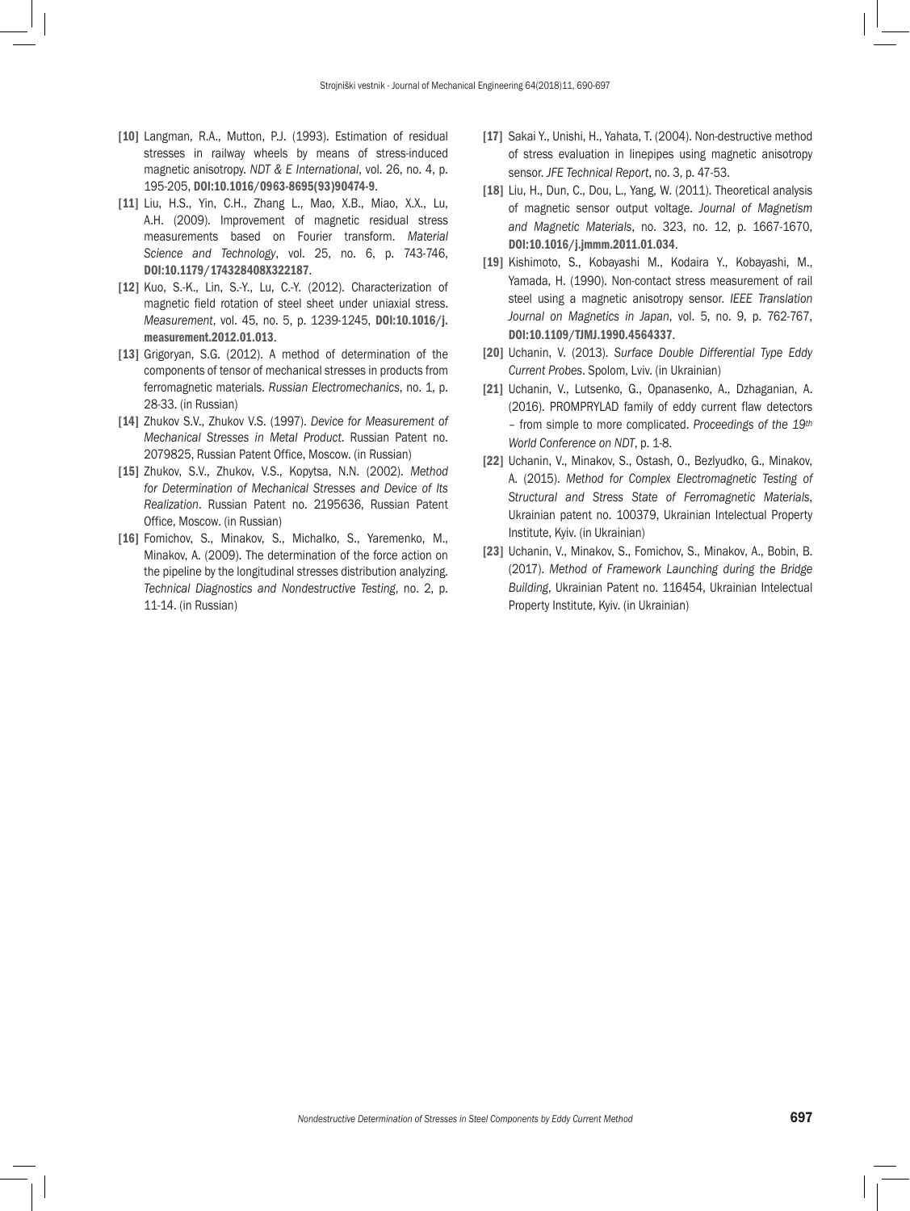**[10]** Langman, R.A., Mutton, P.J. (1993). Estimation of residual stresses in railway wheels by means of stress-induced magnetic anisotropy. *NDT & E International*, vol. 26, no. 4, p. 195-205, **DOI:10.1016/0963-8695(93)90474-9**.

**[11]** Liu, H.S., Yin, C.H., Zhang L., Mao, X.B., Miao, X.X., Lu, A.H. (2009). Improvement of magnetic residual stress measurements based on Fourier transform. *Material Science and Technology*, vol. 25, no. 6, p. 743-746, **DOI:10.1179/174328408X322187**.

**[12]** Kuo, S.-K., Lin, S.-Y., Lu, C.-Y. (2012). Characterization of magnetic field rotation of steel sheet under uniaxial stress. *Measurement*, vol. 45, no. 5, p. 1239-1245, **DOI:10.1016/j.measurement.2012.01.013**.

**[13]** Grigoryan, S.G. (2012). A method of determination of the components of tensor of mechanical stresses in products from ferromagnetic materials. *Russian Electromechanics*, no. 1, p. 28-33. (in Russian)

**[14]** Zhukov S.V., Zhukov V.S. (1997). *Device for Measurement of Mechanical Stresses in Metal Product*. Russian Patent no. 2079825, Russian Patent Office, Moscow. (in Russian)

**[15]** Zhukov, S.V., Zhukov, V.S., Kopytsa, N.N. (2002). *Method for Determination of Mechanical Stresses and Device of Its Realization*. Russian Patent no. 2195636, Russian Patent Office, Moscow. (in Russian)

**[16]** Fomichov, S., Minakov, S., Michalko, S., Yaremenko, M., Minakov, A. (2009). The determination of the force action on the pipeline by the longitudinal stresses distribution analyzing. *Technical Diagnostics and Nondestructive Testing*, no. 2, p. 11-14. (in Russian)

**[17]** Sakai Y., Unishi, H., Yahata, T. (2004). Non-destructive method of stress evaluation in linepipes using magnetic anisotropy sensor. *JFE Technical Report*, no. 3, p. 47-53.

**[18]** Liu, H., Dun, C., Dou, L., Yang, W. (2011). Theoretical analysis of magnetic sensor output voltage. *Journal of Magnetism and Magnetic Materials*, no. 323, no. 12, p. 1667-1670, **DOI:10.1016/j.jmmm.2011.01.034**.

**[19]** Kishimoto, S., Kobayashi M., Kodaira Y., Kobayashi, M., Yamada, H. (1990). Non-contact stress measurement of rail steel using a magnetic anisotropy sensor. *IEEE Translation Journal on Magnetics in Japan*, vol. 5, no. 9, p. 762-767, **DOI:10.1109/TJMJ.1990.4564337**.

**[20]** Uchanin, V. (2013). *Surface Double Differential Type Eddy Current Probes*. Spolom, Lviv. (in Ukrainian)

**[21]** Uchanin, V., Lutsenko, G., Opanasenko, A., Dzhaganian, A. (2016). PROMPRYLAD family of eddy current flaw detectors – from simple to more complicated. *Proceedings of the 19th World Conference on NDT*, p. 1-8.

**[22]** Uchanin, V., Minakov, S., Ostash, O., Bezlyudko, G., Minakov, A. (2015). *Method for Complex Electromagnetic Testing of Structural and Stress State of Ferromagnetic Materials*, Ukrainian patent no. 100379, Ukrainian Intelectual Property Institute, Kyiv. (in Ukrainian)

**[23]** Uchanin, V., Minakov, S., Fomichov, S., Minakov, A., Bobin, B. (2017). *Method of Framework Launching during the Bridge Building*, Ukrainian Patent no. 116454, Ukrainian Intelectual Property Institute, Kyiv. (in Ukrainian)